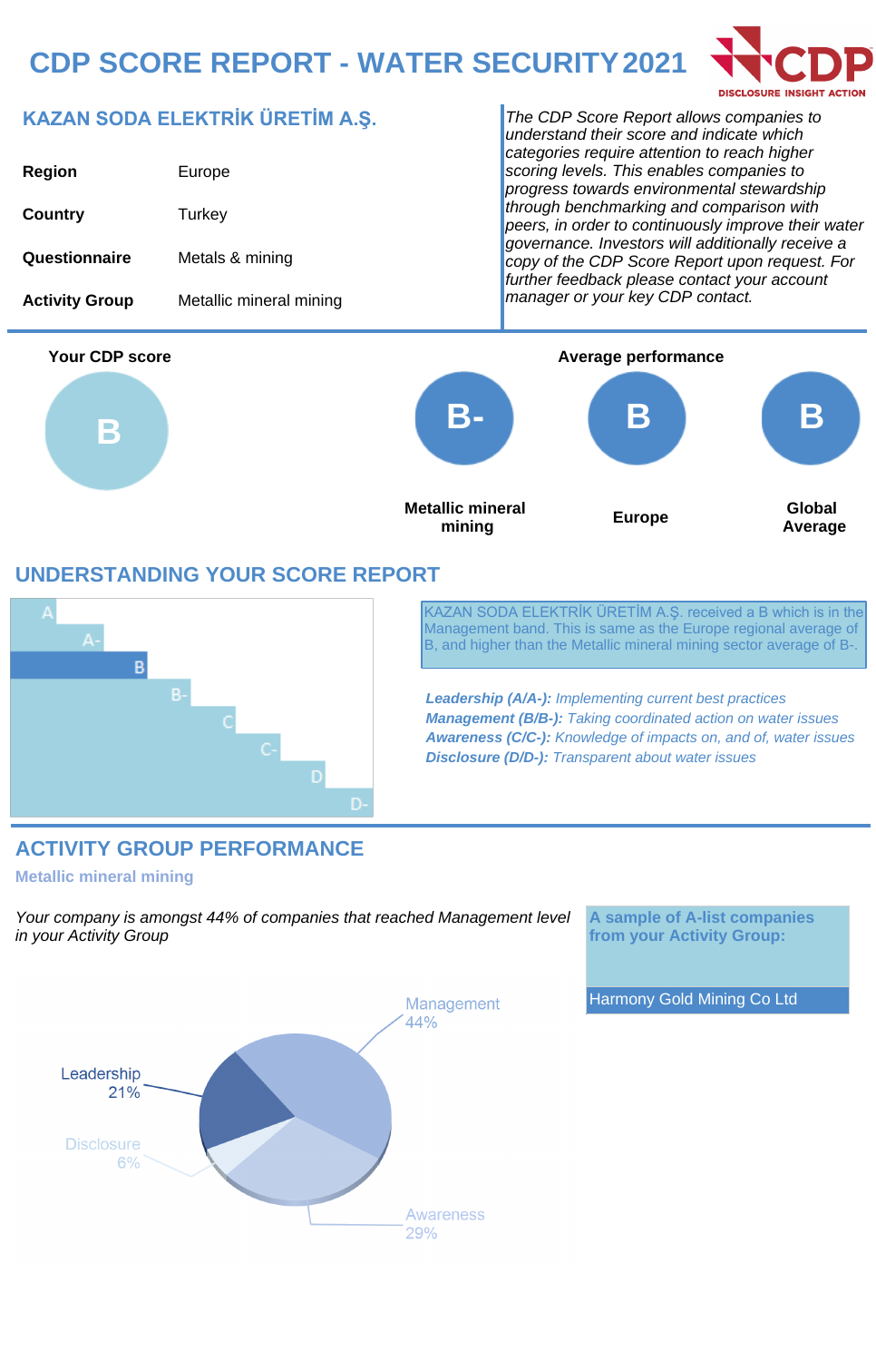# CDP SCORE REPORT - WATER SECURITY 2021

## KAZAN SODA ELEKTRİK ÜRETİM A.Ş.

| | |
|---|---|
| **Region** | Europe |
| **Country** | Turkey |
| **Questionnaire** | Metals & mining |
| **Activity Group** | Metallic mineral mining |

*The CDP Score Report allows companies to understand their score and indicate which categories require attention to reach higher scoring levels. This enables companies to progress towards environmental stewardship through benchmarking and comparison with peers, in order to continuously improve their water governance. Investors will additionally receive a copy of the CDP Score Report upon request. For further feedback please contact your account manager or your key CDP contact.*

**Your CDP score**

B

**Average performance**

| Metallic mineral mining | Europe | Global Average |
|---|---|---|
| B- | B | B |

## UNDERSTANDING YOUR SCORE REPORT

A, A-, B, B-, C, C-, D, D-

KAZAN SODA ELEKTRİK ÜRETİM A.Ş. received a B which is in the Management band. This is same as the Europe regional average of B, and higher than the Metallic mineral mining sector average of B-.

***Leadership (A/A-):*** *Implementing current best practices*
***Management (B/B-):*** *Taking coordinated action on water issues*
***Awareness (C/C-):*** *Knowledge of impacts on, and of, water issues*
***Disclosure (D/D-):*** *Transparent about water issues*

## ACTIVITY GROUP PERFORMANCE

**Metallic mineral mining**

*Your company is amongst 44% of companies that reached Management level in your Activity Group*

- Management 44%
- Leadership 21%
- Disclosure 6%
- Awareness 29%

**A sample of A-list companies from your Activity Group:**

Harmony Gold Mining Co Ltd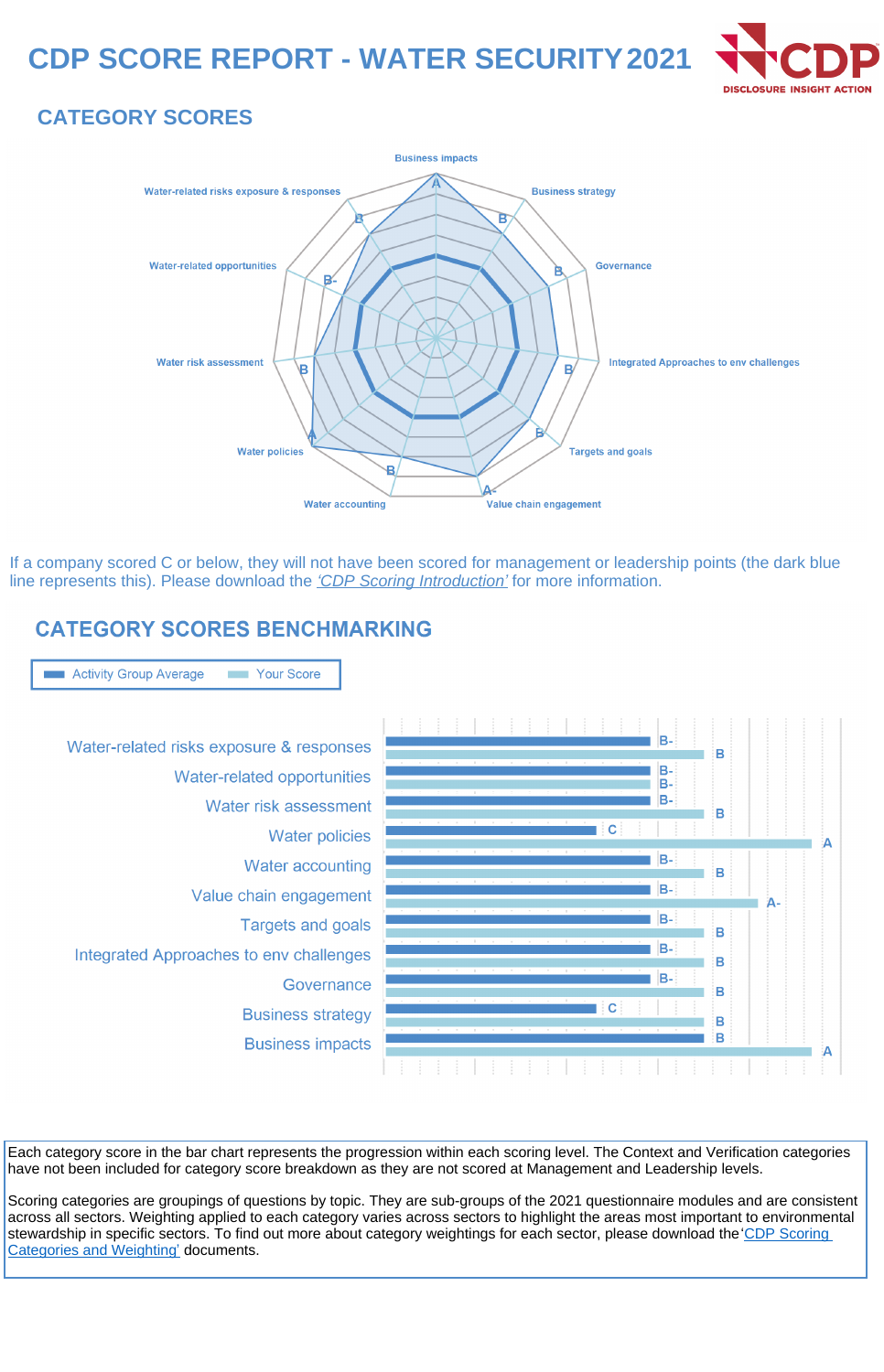# CDP SCORE REPORT - WATER SECURITY 2021

CDP
DISCLOSURE INSIGHT ACTION

## CATEGORY SCORES

Business impacts
A
Business strategy
B
Governance
B
Integrated Approaches to env challenges
B
Targets and goals
B
Value chain engagement
A-
Water accounting
B
Water policies
A
Water risk assessment
B
Water-related opportunities
B-
Water-related risks exposure & responses
B

If a company scored C or below, they will not have been scored for management or leadership points (the dark blue line represents this). Please download the *'CDP Scoring Introduction'* for more information.

## CATEGORY SCORES BENCHMARKING

Activity Group Average
Your Score

Water-related risks exposure & responses
B-
B

Water-related opportunities
B-
B-

Water risk assessment
B-
B

Water policies
C
A

Water accounting
B-
B

Value chain engagement
B-
A-

Targets and goals
B-
B

Integrated Approaches to env challenges
B-
B

Governance
B-
B

Business strategy
C
B

Business impacts
B
A

Each category score in the bar chart represents the progression within each scoring level. The Context and Verification categories have not been included for category score breakdown as they are not scored at Management and Leadership levels.

Scoring categories are groupings of questions by topic. They are sub-groups of the 2021 questionnaire modules and are consistent across all sectors. Weighting applied to each category varies across sectors to highlight the areas most important to environmental stewardship in specific sectors. To find out more about category weightings for each sector, please download the 'CDP Scoring Categories and Weighting' documents.